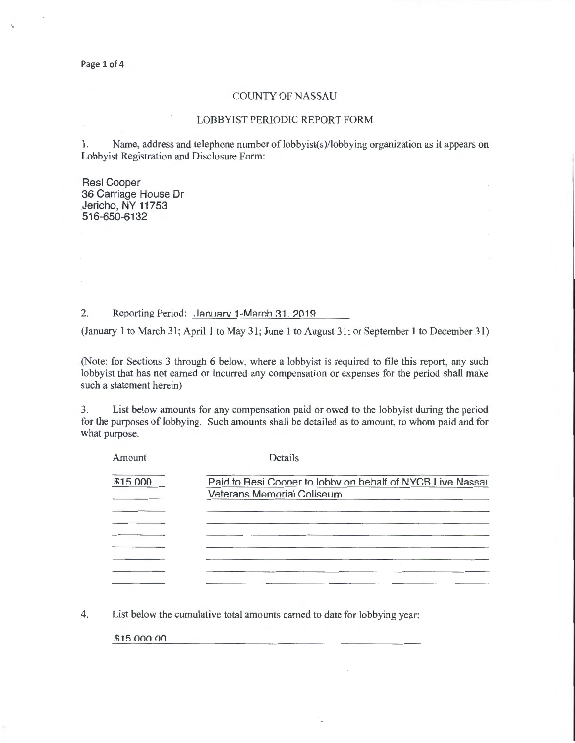# COUNTY OF NASSAU

## LOBBYIST PERIODIC REPORT FORM

1. Name, address and telephone number of lobbyist(s)/lobbying organization as it appears on Lobbyist Registration and Disclosure Form:

Resi Cooper
36 Carriage House Dr
Jericho, NY 11753
516-650-6132

2. Reporting Period: January 1-March 31, 2019

(January 1 to March 31; April 1 to May 31; June 1 to August 31; or September 1 to December 31)

(Note: for Sections 3 through 6 below, where a lobbyist is required to file this report, any such lobbyist that has not earned or incurred any compensation or expenses for the period shall make such a statement herein)

3. List below amounts for any compensation paid or owed to the lobbyist during the period for the purposes of lobbying. Such amounts shall be detailed as to amount, to whom paid and for what purpose.

| Amount | Details |
|---|---|
| $15,000 | Paid to Resi Cooper to lobby on behalf of NYCB Live Nassau Veterans Memorial Coliseum |

4. List below the cumulative total amounts earned to date for lobbying year:

$15,000.00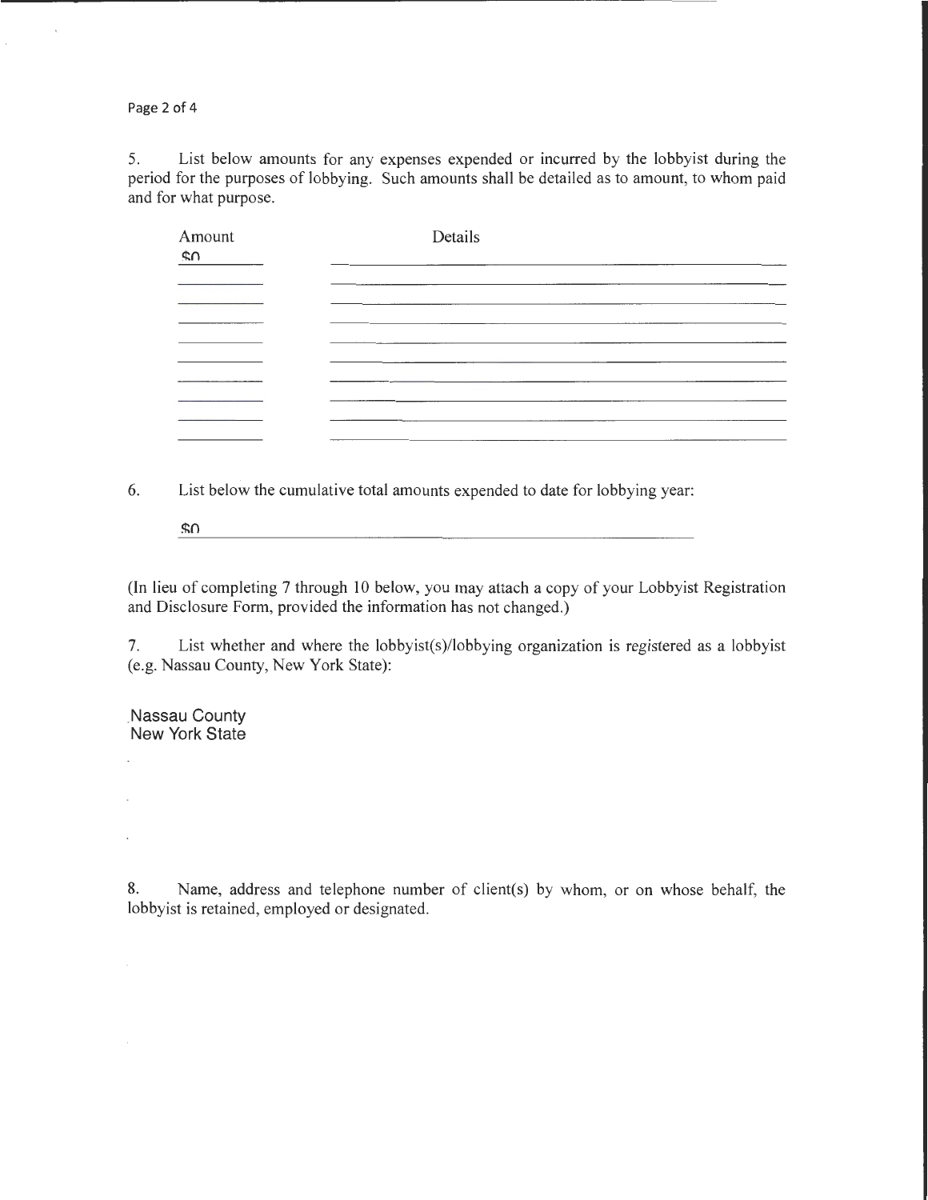5. List below amounts for any expenses expended or incurred by the lobbyist during the period for the purposes of lobbying. Such amounts shall be detailed as to amount, to whom paid and for what purpose.

| Amount | Details |
| --- | --- |
| $0 | |
| | |
| | |
| | |
| | |
| | |
| | |
| | |
| | |
| | |

6. List below the cumulative total amounts expended to date for lobbying year:

$0

(In lieu of completing 7 through 10 below, you may attach a copy of your Lobbyist Registration and Disclosure Form, provided the information has not changed.)

7. List whether and where the lobbyist(s)/lobbying organization is registered as a lobbyist (e.g. Nassau County, New York State):

Nassau County
New York State

8. Name, address and telephone number of client(s) by whom, or on whose behalf, the lobbyist is retained, employed or designated.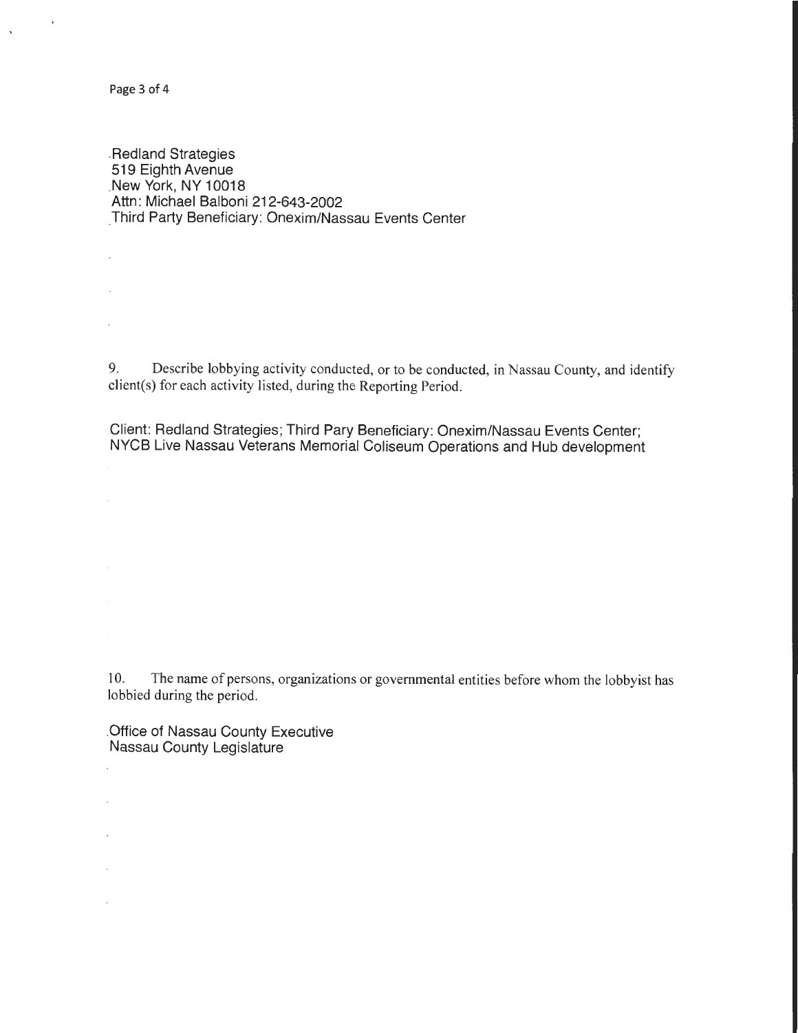Redland Strategies
519 Eighth Avenue
New York, NY 10018
Attn: Michael Balboni 212-643-2002
Third Party Beneficiary: Onexim/Nassau Events Center

9. Describe lobbying activity conducted, or to be conducted, in Nassau County, and identify client(s) for each activity listed, during the Reporting Period.

Client: Redland Strategies; Third Pary Beneficiary: Onexim/Nassau Events Center; NYCB Live Nassau Veterans Memorial Coliseum Operations and Hub development

10. The name of persons, organizations or governmental entities before whom the lobbyist has lobbied during the period.

Office of Nassau County Executive
Nassau County Legislature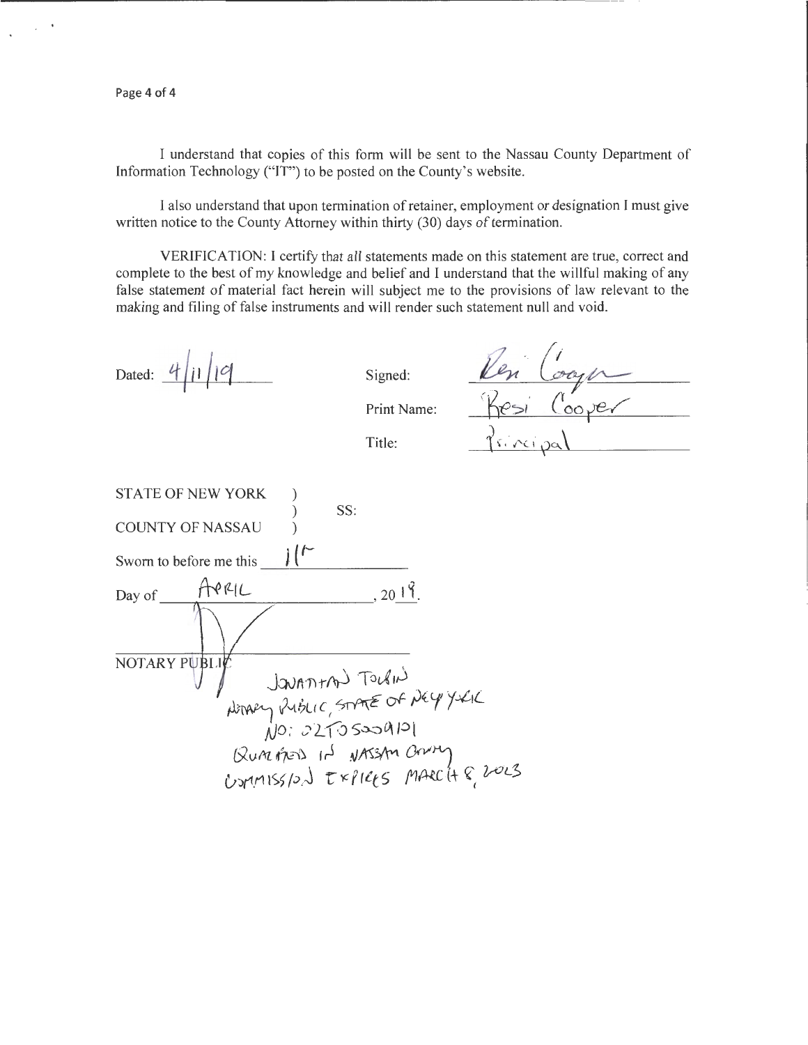I understand that copies of this form will be sent to the Nassau County Department of Information Technology ("IT") to be posted on the County's website.

I also understand that upon termination of retainer, employment or designation I must give written notice to the County Attorney within thirty (30) days of termination.

VERIFICATION: I certify that all statements made on this statement are true, correct and complete to the best of my knowledge and belief and I understand that the willful making of any false statement of material fact herein will subject me to the provisions of law relevant to the making and filing of false instruments and will render such statement null and void.

Dated: 4/11/19

Signed: Resi Cooper

Print Name: Resi Cooper

Title: Principal

STATE OF NEW YORK )
) SS:
COUNTY OF NASSAU )

Sworn to before me this 11th

Day of April, 2019.

NOTARY PUBLIC

Jonathan Tobin
Notary Public, State of New York
No: 02TO5009101
Qualified in Nassau County
Commission Expires March 8, 2023